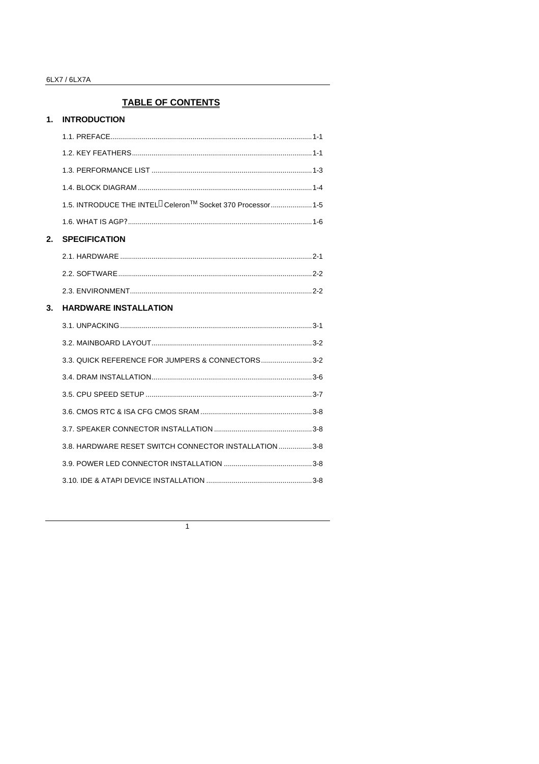# TABLE OF CONTENTS

## 1. INTRODUCTION

1.1. PREFACE........................................................................................1-1

1.2. KEY FEATHERS...............................................................................1-1

1.3. PERFORMANCE LIST .....................................................................1-3

1.4. BLOCK DIAGRAM ...........................................................................1-4

1.5. INTRODUCE THE INTEL® Celeron™ Socket 370 Processor......................1-5

1.6. WHAT IS AGP?................................................................................1-6

## 2. SPECIFICATION

2.1. HARDWARE ....................................................................................2-1

2.2. SOFTWARE......................................................................................2-2

2.3. ENVIRONMENT................................................................................2-2

## 3. HARDWARE INSTALLATION

3.1. UNPACKING.....................................................................................3-1

3.2. MAINBOARD LAYOUT.....................................................................3-2

3.3. QUICK REFERENCE FOR JUMPERS & CONNECTORS..........................3-2

3.4. DRAM INSTALLATION.....................................................................3-6

3.5. CPU SPEED SETUP ........................................................................3-7

3.6. CMOS RTC & ISA CFG CMOS SRAM .............................................3-8

3.7. SPEAKER CONNECTOR INSTALLATION ..........................................3-8

3.8. HARDWARE RESET SWITCH CONNECTOR INSTALLATION .................3-8

3.9. POWER LED CONNECTOR INSTALLATION ......................................3-8

3.10. IDE & ATAPI DEVICE INSTALLATION ............................................3-8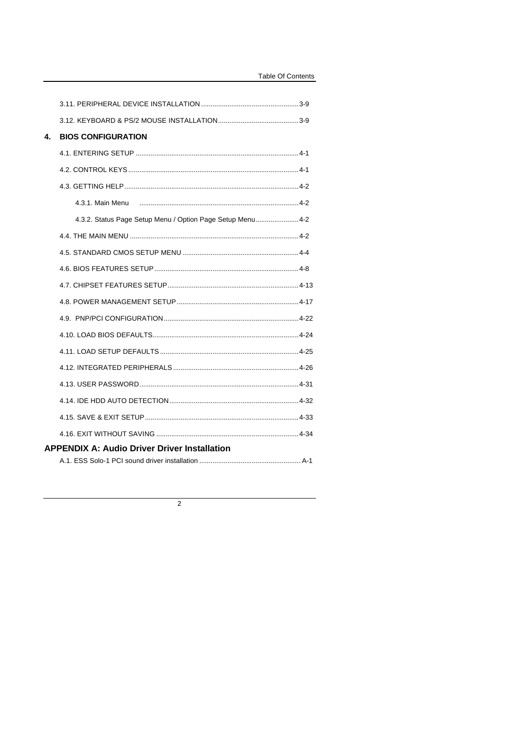3.11. PERIPHERAL DEVICE INSTALLATION ........................................ 3-9

3.12. KEYBOARD & PS/2 MOUSE INSTALLATION ........................................ 3-9

## 4. BIOS CONFIGURATION

4.1. ENTERING SETUP ........................................ 4-1

4.2. CONTROL KEYS ........................................ 4-1

4.3. GETTING HELP ........................................ 4-2

4.3.1. Main Menu ........................................ 4-2

4.3.2. Status Page Setup Menu / Option Page Setup Menu ........................................ 4-2

4.4. THE MAIN MENU ........................................ 4-2

4.5. STANDARD CMOS SETUP MENU ........................................ 4-4

4.6. BIOS FEATURES SETUP ........................................ 4-8

4.7. CHIPSET FEATURES SETUP ........................................ 4-13

4.8. POWER MANAGEMENT SETUP ........................................ 4-17

4.9. PNP/PCI CONFIGURATION ........................................ 4-22

4.10. LOAD BIOS DEFAULTS ........................................ 4-24

4.11. LOAD SETUP DEFAULTS ........................................ 4-25

4.12. INTEGRATED PERIPHERALS ........................................ 4-26

4.13. USER PASSWORD ........................................ 4-31

4.14. IDE HDD AUTO DETECTION ........................................ 4-32

4.15. SAVE & EXIT SETUP ........................................ 4-33

4.16. EXIT WITHOUT SAVING ........................................ 4-34

## APPENDIX A: Audio Driver Driver Installation

A.1. ESS Solo-1 PCI sound driver installation ........................................ A-1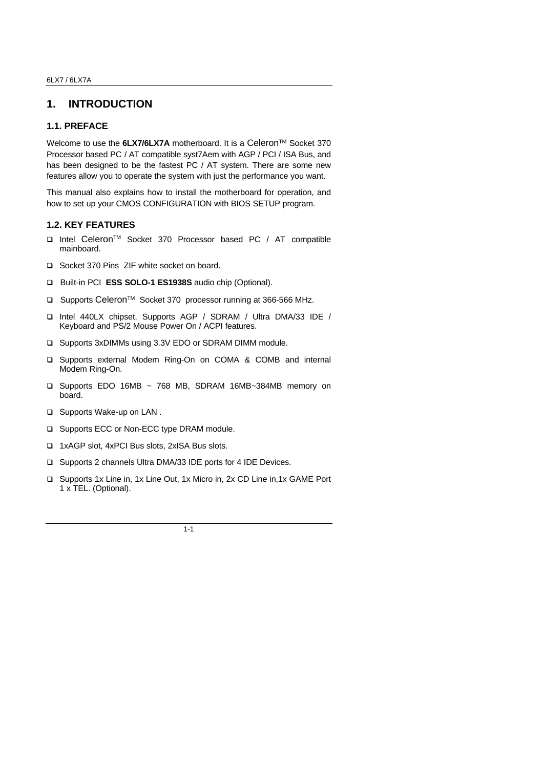# 1. INTRODUCTION

## 1.1. PREFACE

Welcome to use the **6LX7/6LX7A** motherboard. It is a Celeron™ Socket 370 Processor based PC / AT compatible syst7Aem with AGP / PCI / ISA Bus, and has been designed to be the fastest PC / AT system. There are some new features allow you to operate the system with just the performance you want.

This manual also explains how to install the motherboard for operation, and how to set up your CMOS CONFIGURATION with BIOS SETUP program.

## 1.2. KEY FEATURES

- Intel Celeron™ Socket 370 Processor based PC / AT compatible mainboard.
- Socket 370 Pins ZIF white socket on board.
- Built-in PCI **ESS SOLO-1 ES1938S** audio chip (Optional).
- Supports Celeron™ Socket 370 processor running at 366-566 MHz.
- Intel 440LX chipset, Supports AGP / SDRAM / Ultra DMA/33 IDE / Keyboard and PS/2 Mouse Power On / ACPI features.
- Supports 3xDIMMs using 3.3V EDO or SDRAM DIMM module.
- Supports external Modem Ring-On on COMA & COMB and internal Modem Ring-On.
- Supports EDO 16MB ~ 768 MB, SDRAM 16MB~384MB memory on board.
- Supports Wake-up on LAN .
- Supports ECC or Non-ECC type DRAM module.
- 1xAGP slot, 4xPCI Bus slots, 2xISA Bus slots.
- Supports 2 channels Ultra DMA/33 IDE ports for 4 IDE Devices.
- Supports 1x Line in, 1x Line Out, 1x Micro in, 2x CD Line in,1x GAME Port 1 x TEL. (Optional).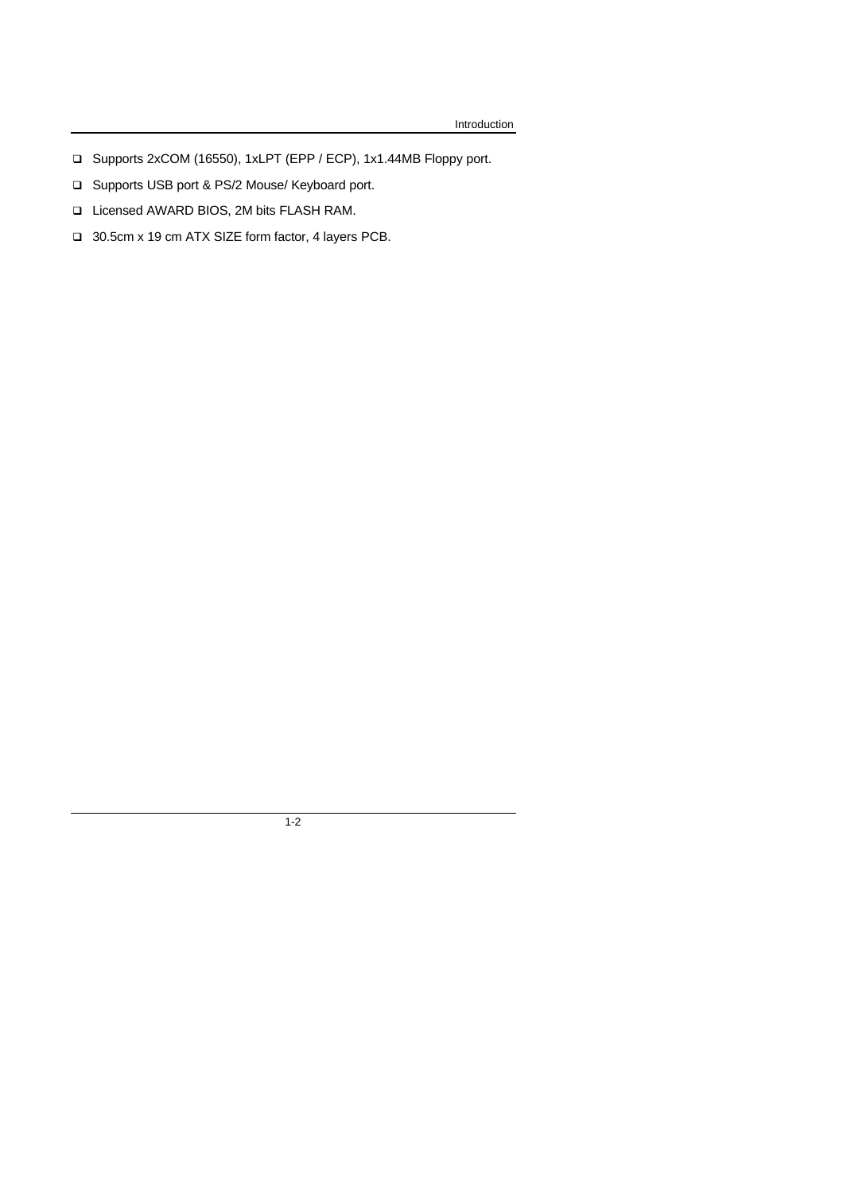- Supports 2xCOM (16550), 1xLPT (EPP / ECP), 1x1.44MB Floppy port.
- Supports USB port & PS/2 Mouse/ Keyboard port.
- Licensed AWARD BIOS, 2M bits FLASH RAM.
- 30.5cm x 19 cm ATX SIZE form factor, 4 layers PCB.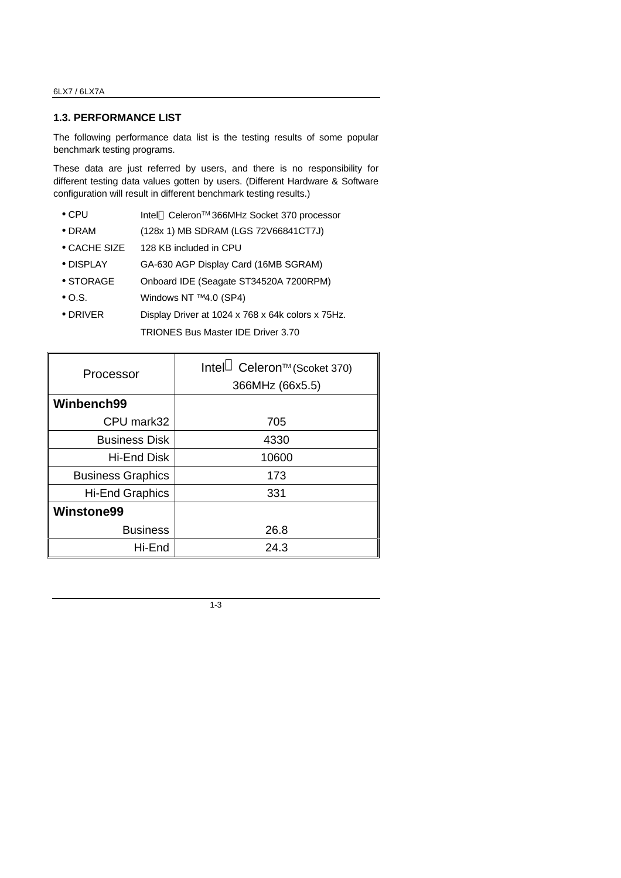## 1.3. PERFORMANCE LIST

The following performance data list is the testing results of some popular benchmark testing programs.

These data are just referred by users, and there is no responsibility for different testing data values gotten by users. (Different Hardware & Software configuration will result in different benchmark testing results.)

- CPU Intel® Celeron™ 366MHz Socket 370 processor
- DRAM (128x 1) MB SDRAM (LGS 72V66841CT7J)
- CACHE SIZE 128 KB included in CPU
- DISPLAY GA-630 AGP Display Card (16MB SGRAM)
- STORAGE Onboard IDE (Seagate ST34520A 7200RPM)
- O.S. Windows NT ™4.0 (SP4)
- DRIVER Display Driver at 1024 x 768 x 64k colors x 75Hz.
  TRIONES Bus Master IDE Driver 3.70

| Processor | Intel® Celeron™ (Scoket 370) 366MHz (66x5.5) |
|---|---|
| **Winbench99** | |
| CPU mark32 | 705 |
| Business Disk | 4330 |
| Hi-End Disk | 10600 |
| Business Graphics | 173 |
| Hi-End Graphics | 331 |
| **Winstone99** | |
| Business | 26.8 |
| Hi-End | 24.3 |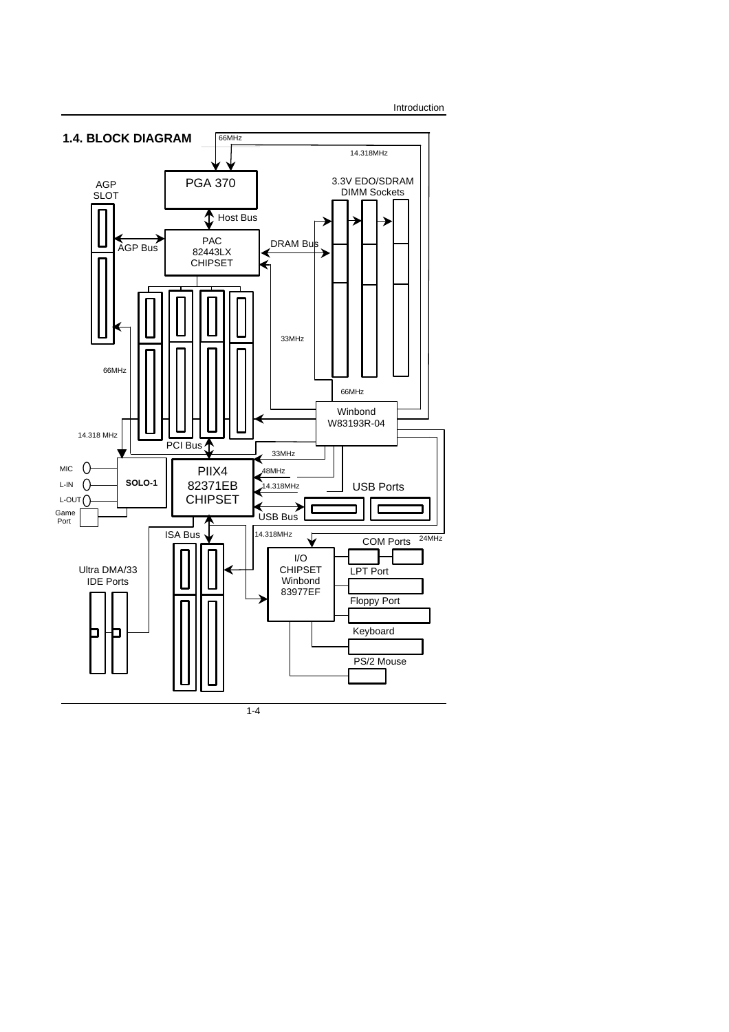## 1.4. BLOCK DIAGRAM

66MHz

14.318MHz

PGA 370

3.3V EDO/SDRAM DIMM Sockets

AGP SLOT

Host Bus

PAC 82443LX CHIPSET

AGP Bus

DRAM Bus

33MHz

66MHz

66MHz

Winbond W83193R-04

14.318 MHz

PCI Bus

33MHz

MIC

L-IN

L-OUT

Game Port

SOLO-1

PIIX4 82371EB CHIPSET

48MHz

14.318MHz

USB Ports

USB Bus

ISA Bus

14.318MHz

COM Ports

24MHz

Ultra DMA/33 IDE Ports

I/O CHIPSET Winbond 83977EF

LPT Port

Floppy Port

Keyboard

PS/2 Mouse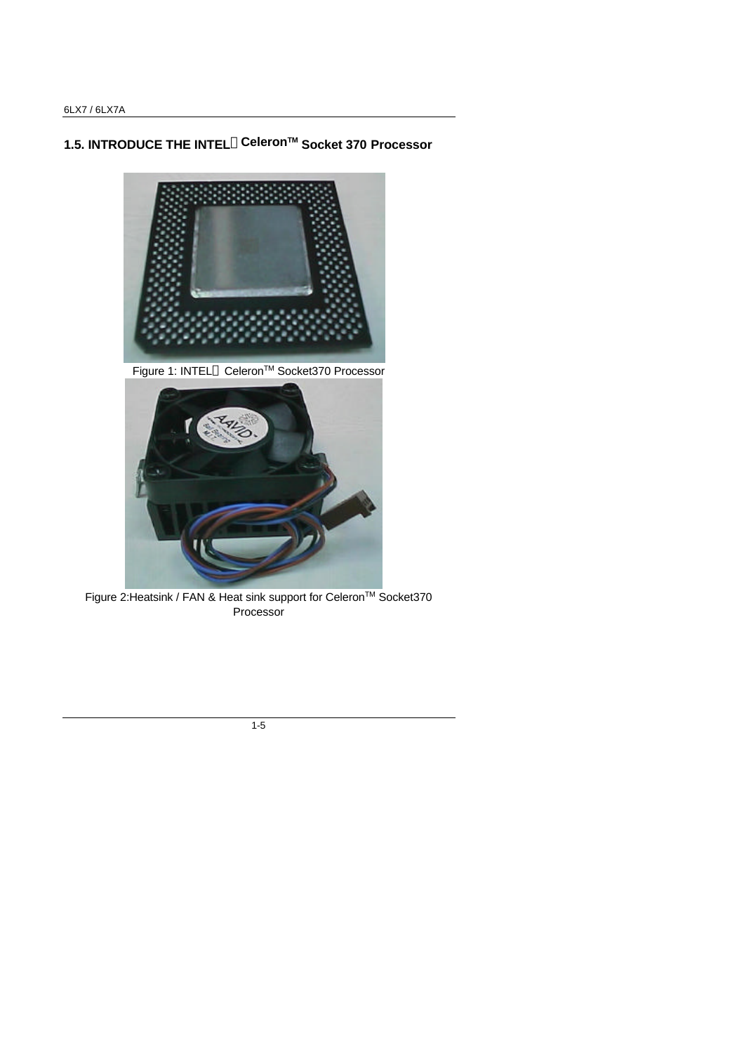## 1.5. INTRODUCE THE INTEL® Celeron™ Socket 370 Processor

Figure 1: INTEL® Celeron™ Socket370 Processor

Figure 2:Heatsink / FAN & Heat sink support for Celeron™ Socket370 Processor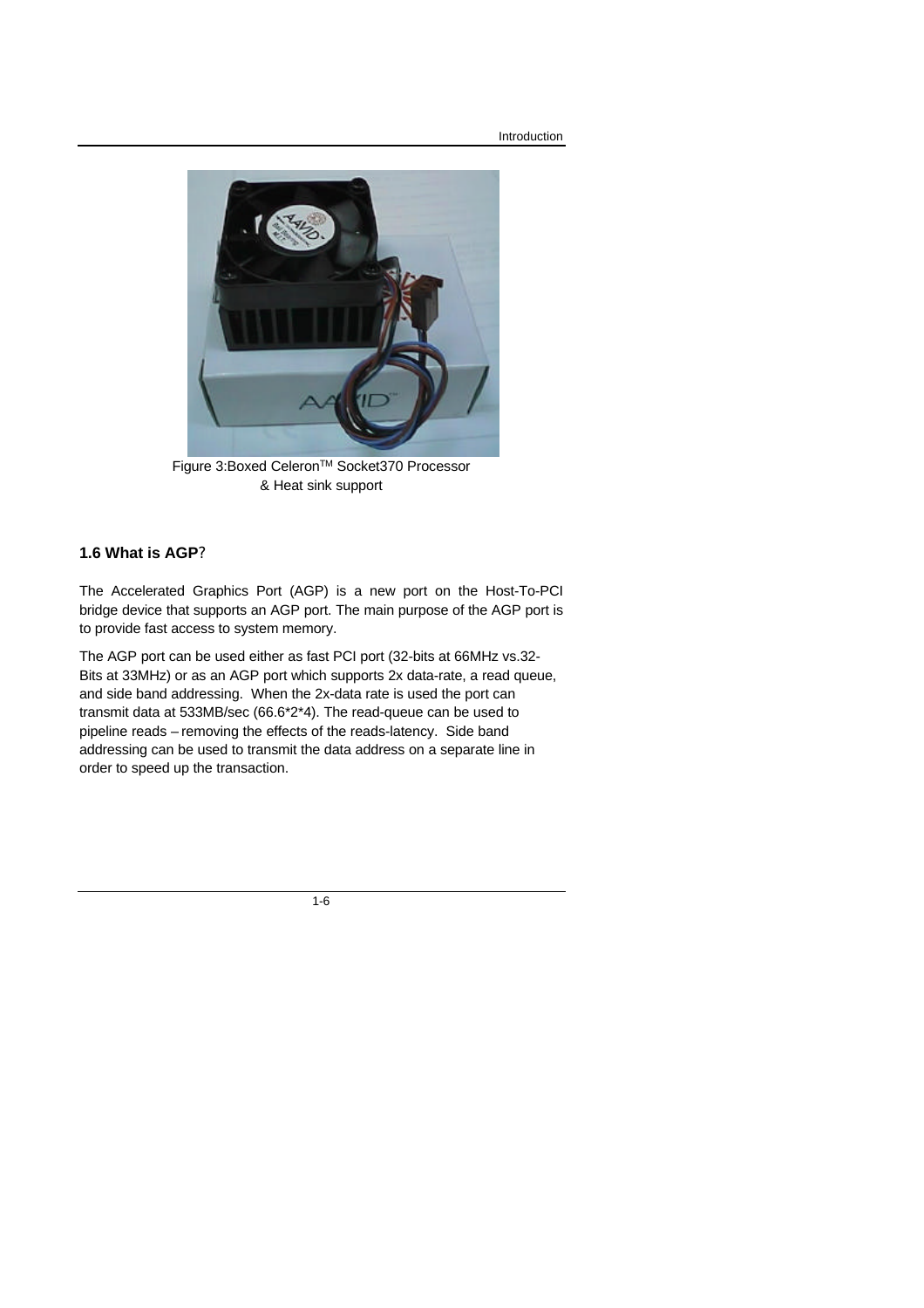Figure 3:Boxed Celeron[TM] Socket370 Processor & Heat sink support

## 1.6 What is AGP?

The Accelerated Graphics Port (AGP) is a new port on the Host-To-PCI bridge device that supports an AGP port. The main purpose of the AGP port is to provide fast access to system memory.

The AGP port can be used either as fast PCI port (32-bits at 66MHz vs.32-Bits at 33MHz) or as an AGP port which supports 2x data-rate, a read queue, and side band addressing. When the 2x-data rate is used the port can transmit data at 533MB/sec (66.6*2*4). The read-queue can be used to pipeline reads – removing the effects of the reads-latency. Side band addressing can be used to transmit the data address on a separate line in order to speed up the transaction.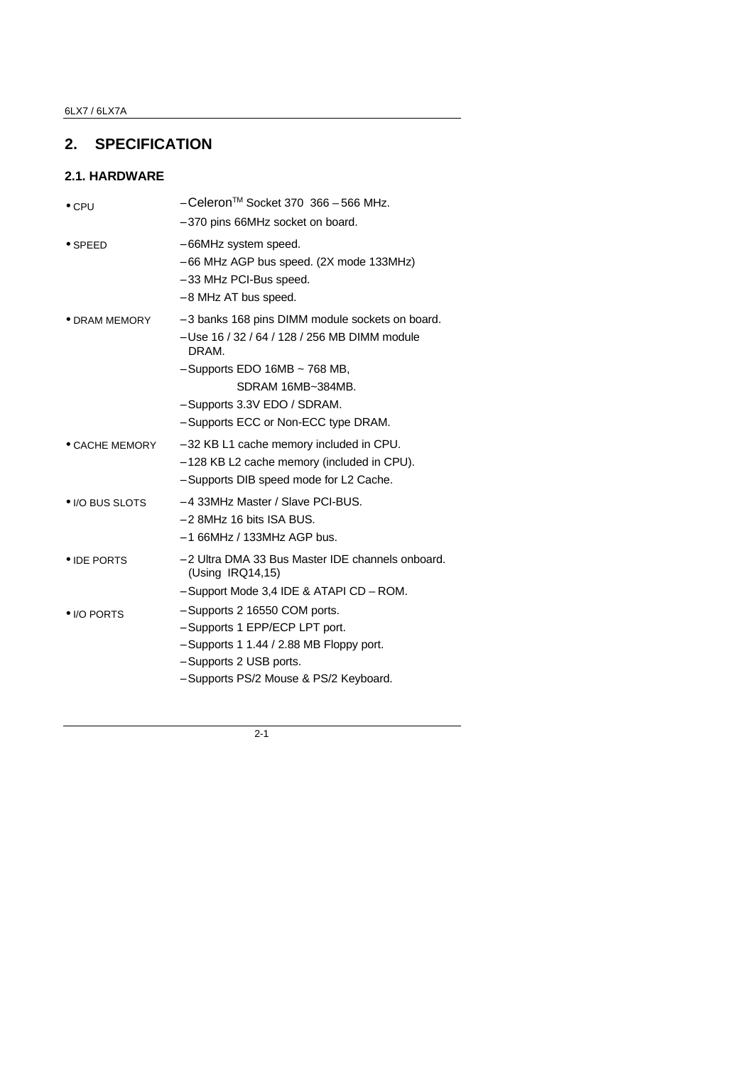# 2. SPECIFICATION

## 2.1. HARDWARE

| | |
|---|---|
| • CPU | – Celeron™ Socket 370 366 – 566 MHz.<br>– 370 pins 66MHz socket on board. |
| • SPEED | – 66MHz system speed.<br>– 66 MHz AGP bus speed. (2X mode 133MHz)<br>– 33 MHz PCI-Bus speed.<br>– 8 MHz AT bus speed. |
| • DRAM MEMORY | – 3 banks 168 pins DIMM module sockets on board.<br>– Use 16 / 32 / 64 / 128 / 256 MB DIMM module DRAM.<br>– Supports EDO 16MB ~ 768 MB,<br>SDRAM 16MB~384MB.<br>– Supports 3.3V EDO / SDRAM.<br>– Supports ECC or Non-ECC type DRAM. |
| • CACHE MEMORY | – 32 KB L1 cache memory included in CPU.<br>– 128 KB L2 cache memory (included in CPU).<br>– Supports DIB speed mode for L2 Cache. |
| • I/O BUS SLOTS | – 4 33MHz Master / Slave PCI-BUS.<br>– 2 8MHz 16 bits ISA BUS.<br>– 1 66MHz / 133MHz AGP bus. |
| • IDE PORTS | – 2 Ultra DMA 33 Bus Master IDE channels onboard. (Using IRQ14,15)<br>– Support Mode 3,4 IDE & ATAPI CD – ROM. |
| • I/O PORTS | – Supports 2 16550 COM ports.<br>– Supports 1 EPP/ECP LPT port.<br>– Supports 1 1.44 / 2.88 MB Floppy port.<br>– Supports 2 USB ports.<br>– Supports PS/2 Mouse & PS/2 Keyboard. |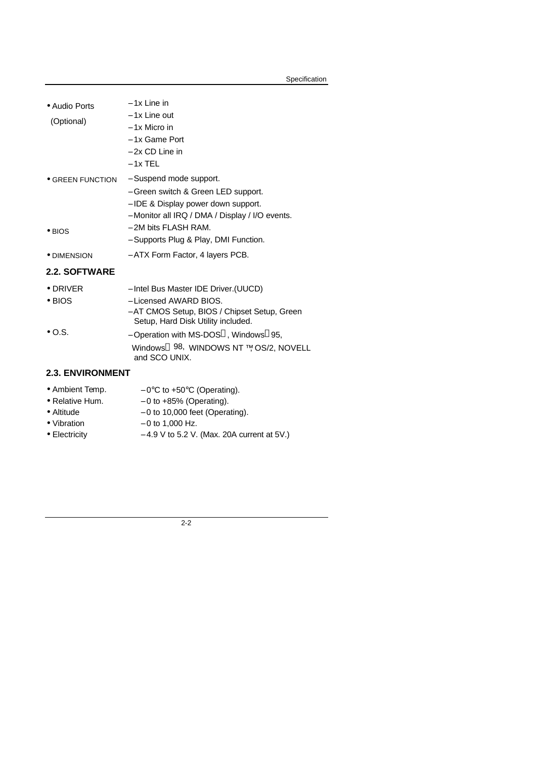| | |
|---|---|
| • Audio Ports (Optional) | – 1x Line in |
| | – 1x Line out |
| | – 1x Micro in |
| | – 1x Game Port |
| | – 2x CD Line in |
| | – 1x TEL |
| • GREEN FUNCTION | – Suspend mode support. |
| | – Green switch & Green LED support. |
| | – IDE & Display power down support. |
| | – Monitor all IRQ / DMA / Display / I/O events. |
| • BIOS | – 2M bits FLASH RAM. |
| | – Supports Plug & Play, DMI Function. |
| • DIMENSION | – ATX Form Factor, 4 layers PCB. |

## 2.2. SOFTWARE

| | |
|---|---|
| • DRIVER | – Intel Bus Master IDE Driver.(UUCD) |
| • BIOS | – Licensed AWARD BIOS. |
| | – AT CMOS Setup, BIOS / Chipset Setup, Green Setup, Hard Disk Utility included. |
| • O.S. | – Operation with MS-DOS®, Windows® 95, Windows® 98, WINDOWS NT ™, OS/2, NOVELL and SCO UNIX. |

## 2.3. ENVIRONMENT

| | |
|---|---|
| • Ambient Temp. | – 0°C to +50°C (Operating). |
| • Relative Hum. | – 0 to +85% (Operating). |
| • Altitude | – 0 to 10,000 feet (Operating). |
| • Vibration | – 0 to 1,000 Hz. |
| • Electricity | – 4.9 V to 5.2 V. (Max. 20A current at 5V.) |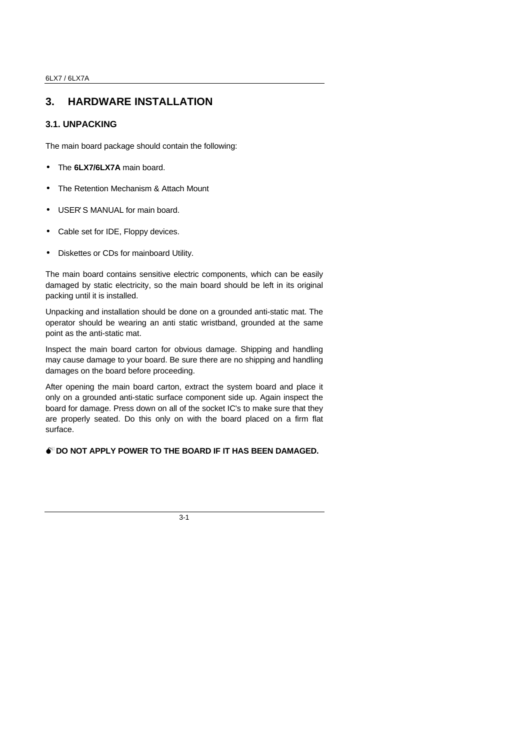# 3. HARDWARE INSTALLATION

## 3.1. UNPACKING

The main board package should contain the following:

- The **6LX7/6LX7A** main board.
- The Retention Mechanism & Attach Mount
- USER'S MANUAL for main board.
- Cable set for IDE, Floppy devices.
- Diskettes or CDs for mainboard Utility.

The main board contains sensitive electric components, which can be easily damaged by static electricity, so the main board should be left in its original packing until it is installed.

Unpacking and installation should be done on a grounded anti-static mat. The operator should be wearing an anti static wristband, grounded at the same point as the anti-static mat.

Inspect the main board carton for obvious damage. Shipping and handling may cause damage to your board. Be sure there are no shipping and handling damages on the board before proceeding.

After opening the main board carton, extract the system board and place it only on a grounded anti-static surface component side up. Again inspect the board for damage. Press down on all of the socket IC's to make sure that they are properly seated. Do this only on with the board placed on a firm flat surface.

**DO NOT APPLY POWER TO THE BOARD IF IT HAS BEEN DAMAGED.**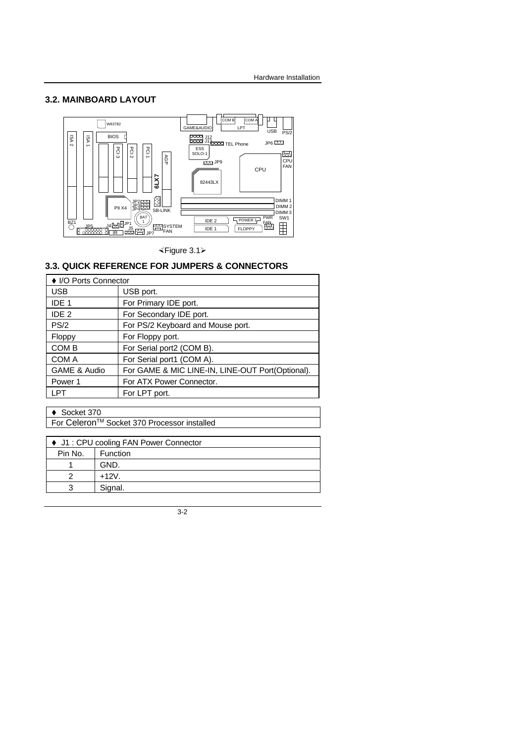## 3.2. MAINBOARD LAYOUT

≺Figure 3.1≻

## 3.3. QUICK REFERENCE FOR JUMPERS & CONNECTORS

| ♦ I/O Ports Connector | |
|---|---|
| USB | USB port. |
| IDE 1 | For Primary IDE port. |
| IDE 2 | For Secondary IDE port. |
| PS/2 | For PS/2 Keyboard and Mouse port. |
| Floppy | For Floppy port. |
| COM B | For Serial port2 (COM B). |
| COM A | For Serial port1 (COM A). |
| GAME & Audio | For GAME & MIC LINE-IN, LINE-OUT Port(Optional). |
| Power 1 | For ATX Power Connector. |
| LPT | For LPT port. |

| ♦ Socket 370 |
|---|
| For Celeron™ Socket 370 Processor installed |

| ♦ J1 : CPU cooling FAN Power Connector | |
|---|---|
| Pin No. | Function |
| 1 | GND. |
| 2 | +12V. |
| 3 | Signal. |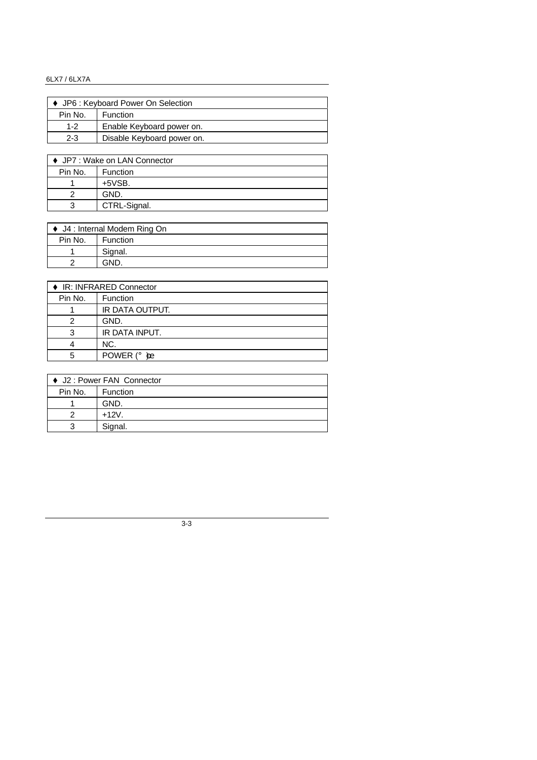| ♦ JP6 : Keyboard Power On Selection | |
|---|---|
| Pin No. | Function |
| 1-2 | Enable Keyboard power on. |
| 2-3 | Disable Keyboard power on. |

| ♦ JP7 : Wake on LAN Connector | |
|---|---|
| Pin No. | Function |
| 1 | +5VSB. |
| 2 | GND. |
| 3 | CTRL-Signal. |

| ♦ J4 : Internal Modem Ring On | |
|---|---|
| Pin No. | Function |
| 1 | Signal. |
| 2 | GND. |

| ♦ IR: INFRARED Connector | |
|---|---|
| Pin No. | Function |
| 1 | IR DATA OUTPUT. |
| 2 | GND. |
| 3 | IR DATA INPUT. |
| 4 | NC. |
| 5 | POWER (° )œ |

| ♦ J2 : Power FAN Connector | |
|---|---|
| Pin No. | Function |
| 1 | GND. |
| 2 | +12V. |
| 3 | Signal. |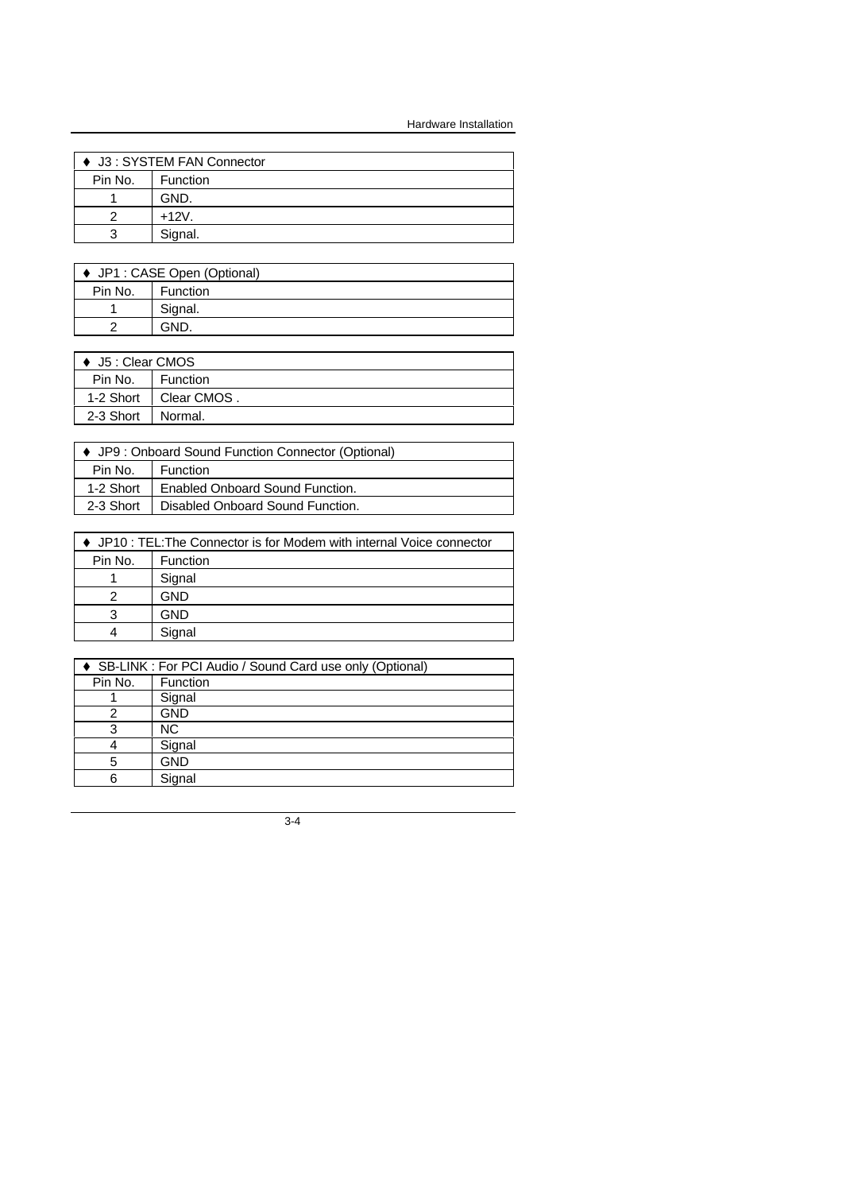| ♦ J3 : SYSTEM FAN Connector | |
|---|---|
| Pin No. | Function |
| 1 | GND. |
| 2 | +12V. |
| 3 | Signal. |

| ♦ JP1 : CASE Open (Optional) | |
|---|---|
| Pin No. | Function |
| 1 | Signal. |
| 2 | GND. |

| ♦ J5 : Clear CMOS | |
|---|---|
| Pin No. | Function |
| 1-2 Short | Clear CMOS . |
| 2-3 Short | Normal. |

| ♦ JP9 : Onboard Sound Function Connector (Optional) | |
|---|---|
| Pin No. | Function |
| 1-2 Short | Enabled Onboard Sound Function. |
| 2-3 Short | Disabled Onboard Sound Function. |

| ♦ JP10 : TEL:The Connector is for Modem with internal Voice connector | |
|---|---|
| Pin No. | Function |
| 1 | Signal |
| 2 | GND |
| 3 | GND |
| 4 | Signal |

| ♦ SB-LINK : For PCI Audio / Sound Card use only (Optional) | |
|---|---|
| Pin No. | Function |
| 1 | Signal |
| 2 | GND |
| 3 | NC |
| 4 | Signal |
| 5 | GND |
| 6 | Signal |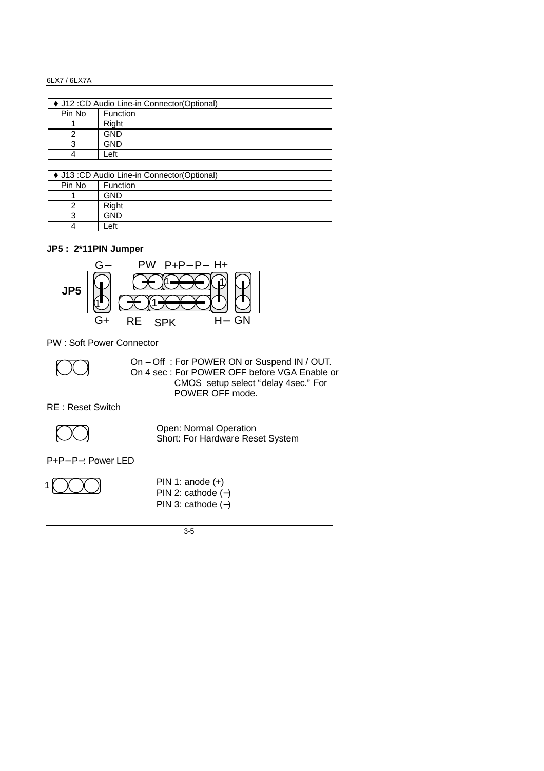| ♦ J12 :CD Audio Line-in Connector(Optional) | |
|---|---|
| Pin No | Function |
| 1 | Right |
| 2 | GND |
| 3 | GND |
| 4 | Left |

| ♦ J13 :CD Audio Line-in Connector(Optional) | |
|---|---|
| Pin No | Function |
| 1 | GND |
| 2 | Right |
| 3 | GND |
| 4 | Left |

**JP5 : 2*11PIN Jumper**

JP5

G− PW P+P−P− H+

G+ RE SPK H− GN

PW : Soft Power Connector

On – Off : For POWER ON or Suspend IN / OUT.
On 4 sec : For POWER OFF before VGA Enable or CMOS setup select "delay 4sec." For POWER OFF mode.

RE : Reset Switch

Open: Normal Operation
Short: For Hardware Reset System

P+P−P−: Power LED

PIN 1: anode (+)
PIN 2: cathode (−)
PIN 3: cathode (−)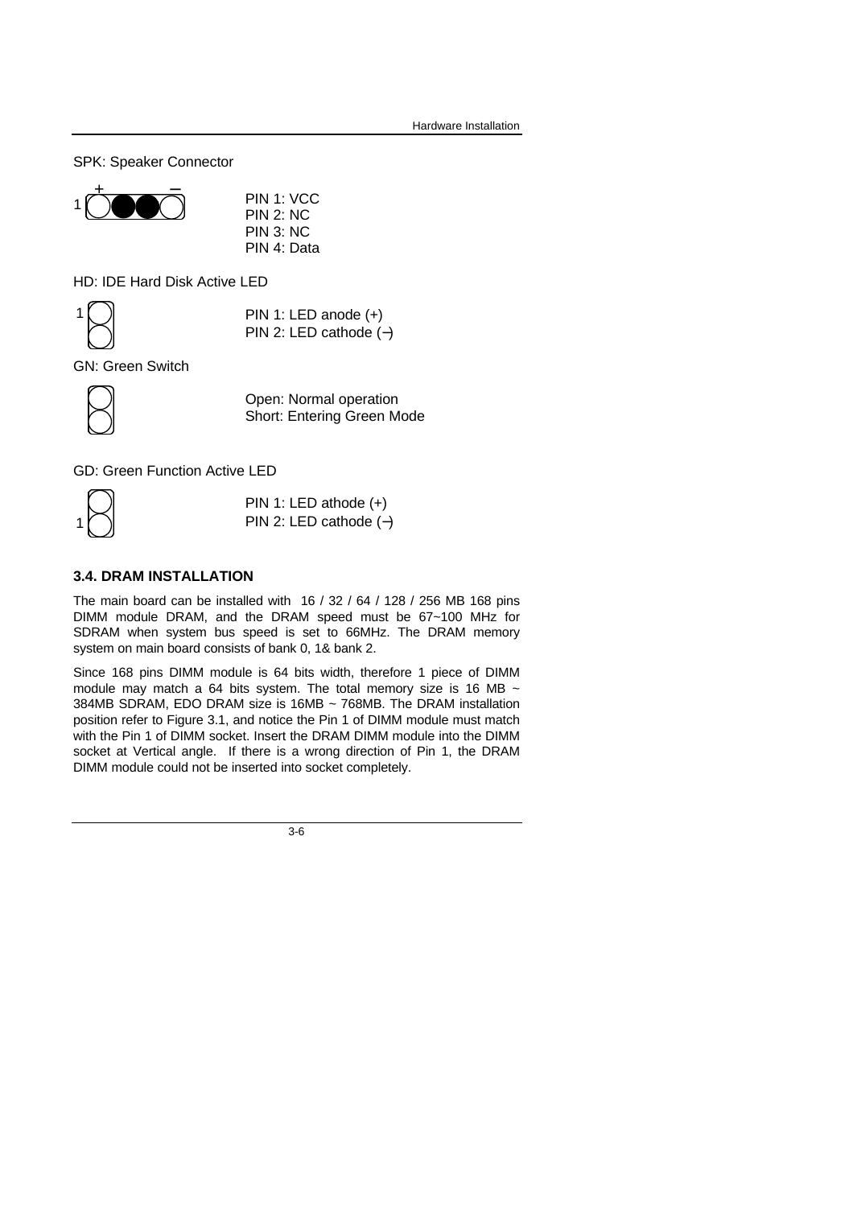SPK: Speaker Connector

PIN 1: VCC
PIN 2: NC
PIN 3: NC
PIN 4: Data

HD: IDE Hard Disk Active LED

PIN 1: LED anode (+)
PIN 2: LED cathode (−)

GN: Green Switch

Open: Normal operation
Short: Entering Green Mode

GD: Green Function Active LED

PIN 1: LED athode (+)
PIN 2: LED cathode (−)

### 3.4. DRAM INSTALLATION

The main board can be installed with 16 / 32 / 64 / 128 / 256 MB 168 pins DIMM module DRAM, and the DRAM speed must be 67~100 MHz for SDRAM when system bus speed is set to 66MHz. The DRAM memory system on main board consists of bank 0, 1& bank 2.

Since 168 pins DIMM module is 64 bits width, therefore 1 piece of DIMM module may match a 64 bits system. The total memory size is 16 MB ~ 384MB SDRAM, EDO DRAM size is 16MB ~ 768MB. The DRAM installation position refer to Figure 3.1, and notice the Pin 1 of DIMM module must match with the Pin 1 of DIMM socket. Insert the DRAM DIMM module into the DIMM socket at Vertical angle. If there is a wrong direction of Pin 1, the DRAM DIMM module could not be inserted into socket completely.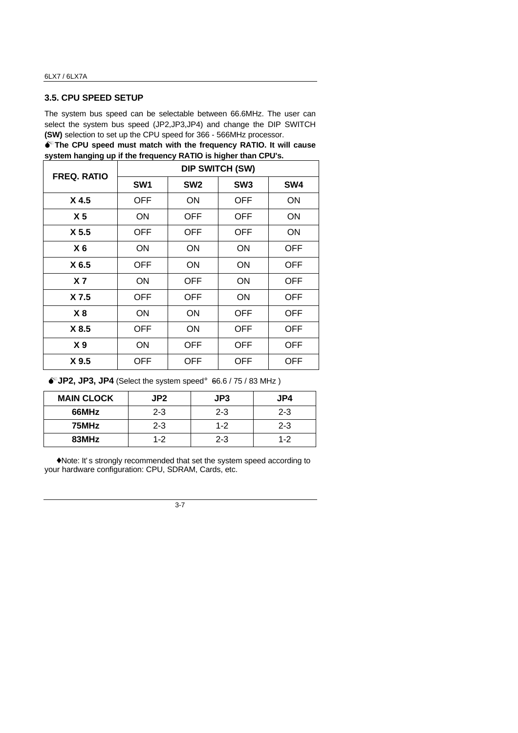### 3.5. CPU SPEED SETUP

The system bus speed can be selectable between 66.6MHz. The user can select the system bus speed (JP2,JP3,JP4) and change the DIP SWITCH **(SW)** selection to set up the CPU speed for 366 - 566MHz processor.

**The CPU speed must match with the frequency RATIO. It will cause system hanging up if the frequency RATIO is higher than CPU's.**

| FREQ. RATIO | DIP SWITCH (SW) | | | |
|---|---|---|---|---|
| | SW1 | SW2 | SW3 | SW4 |
| X 4.5 | OFF | ON | OFF | ON |
| X 5 | ON | OFF | OFF | ON |
| X 5.5 | OFF | OFF | OFF | ON |
| X 6 | ON | ON | ON | OFF |
| X 6.5 | OFF | ON | ON | OFF |
| X 7 | ON | OFF | ON | OFF |
| X 7.5 | OFF | OFF | ON | OFF |
| X 8 | ON | ON | OFF | OFF |
| X 8.5 | OFF | ON | OFF | OFF |
| X 9 | ON | OFF | OFF | OFF |
| X 9.5 | OFF | OFF | OFF | OFF |

**JP2, JP3, JP4** (Select the system speed: 66.6 / 75 / 83 MHz )

| MAIN CLOCK | JP2 | JP3 | JP4 |
|---|---|---|---|
| 66MHz | 2-3 | 2-3 | 2-3 |
| 75MHz | 2-3 | 1-2 | 2-3 |
| 83MHz | 1-2 | 2-3 | 1-2 |

♦Note: It's strongly recommended that set the system speed according to your hardware configuration: CPU, SDRAM, Cards, etc.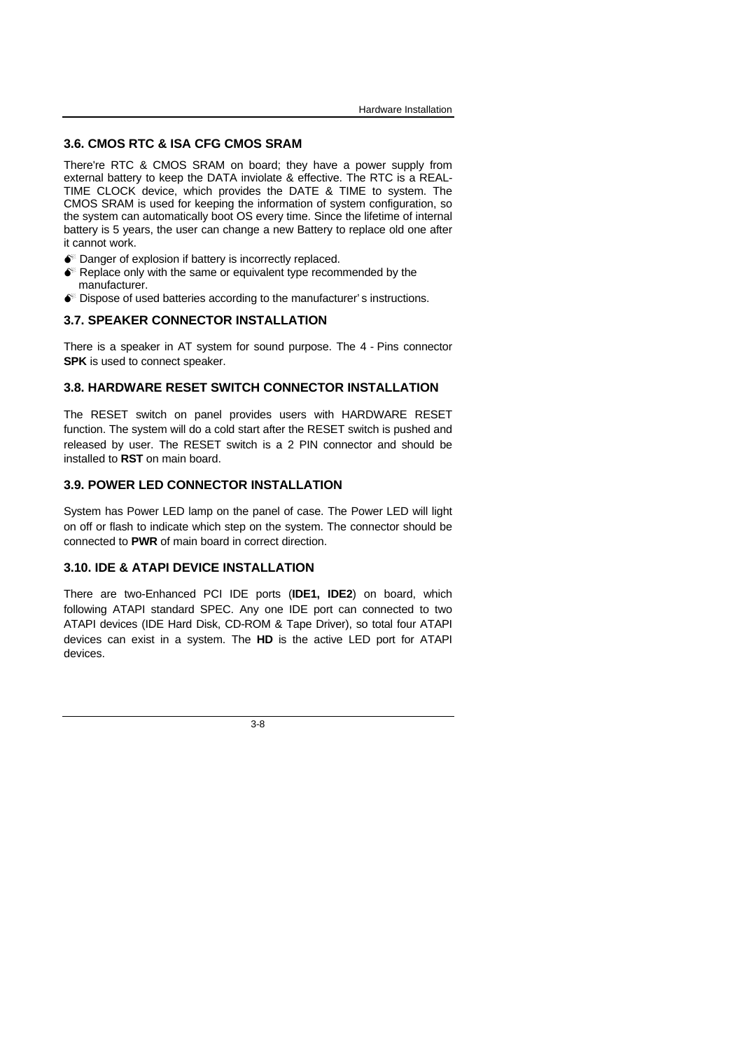### 3.6. CMOS RTC & ISA CFG CMOS SRAM

There're RTC & CMOS SRAM on board; they have a power supply from external battery to keep the DATA inviolate & effective. The RTC is a REAL-TIME CLOCK device, which provides the DATE & TIME to system. The CMOS SRAM is used for keeping the information of system configuration, so the system can automatically boot OS every time. Since the lifetime of internal battery is 5 years, the user can change a new Battery to replace old one after it cannot work.

- Danger of explosion if battery is incorrectly replaced.
- Replace only with the same or equivalent type recommended by the manufacturer.
- Dispose of used batteries according to the manufacturer' s instructions.

### 3.7. SPEAKER CONNECTOR INSTALLATION

There is a speaker in AT system for sound purpose. The 4 - Pins connector **SPK** is used to connect speaker.

### 3.8. HARDWARE RESET SWITCH CONNECTOR INSTALLATION

The RESET switch on panel provides users with HARDWARE RESET function. The system will do a cold start after the RESET switch is pushed and released by user. The RESET switch is a 2 PIN connector and should be installed to **RST** on main board.

### 3.9. POWER LED CONNECTOR INSTALLATION

System has Power LED lamp on the panel of case. The Power LED will light on off or flash to indicate which step on the system. The connector should be connected to **PWR** of main board in correct direction.

### 3.10. IDE & ATAPI DEVICE INSTALLATION

There are two-Enhanced PCI IDE ports (**IDE1, IDE2**) on board, which following ATAPI standard SPEC. Any one IDE port can connected to two ATAPI devices (IDE Hard Disk, CD-ROM & Tape Driver), so total four ATAPI devices can exist in a system. The **HD** is the active LED port for ATAPI devices.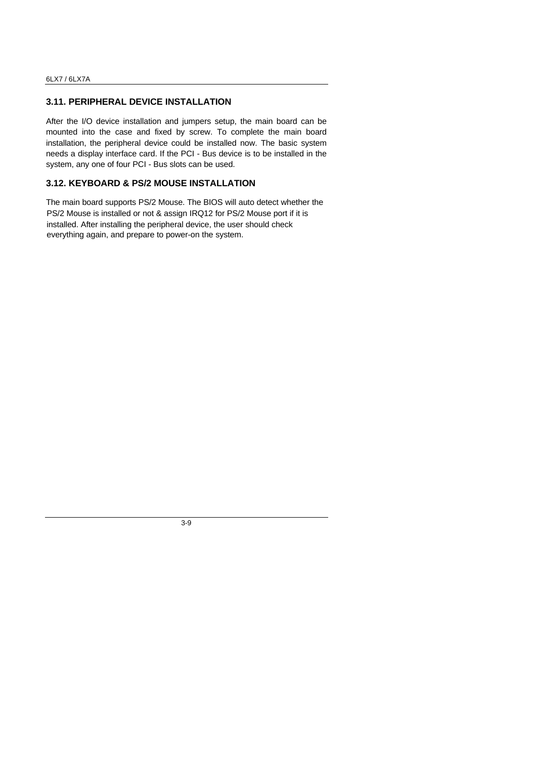## 3.11. PERIPHERAL DEVICE INSTALLATION

After the I/O device installation and jumpers setup, the main board can be mounted into the case and fixed by screw. To complete the main board installation, the peripheral device could be installed now. The basic system needs a display interface card. If the PCI - Bus device is to be installed in the system, any one of four PCI - Bus slots can be used.

## 3.12. KEYBOARD & PS/2 MOUSE INSTALLATION

The main board supports PS/2 Mouse. The BIOS will auto detect whether the PS/2 Mouse is installed or not & assign IRQ12 for PS/2 Mouse port if it is installed. After installing the peripheral device, the user should check everything again, and prepare to power-on the system.